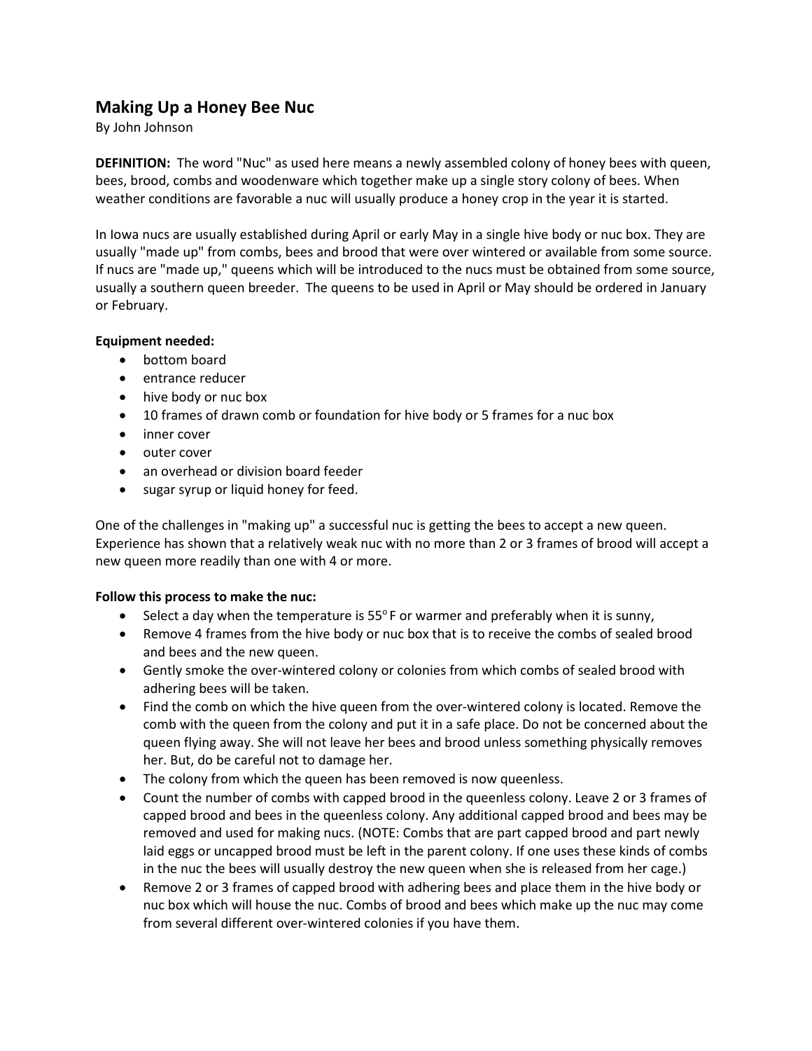## Making Up a Honey Bee Nuc

By John Johnson

**DEFINITION:** The word "Nuc" as used here means a newly assembled colony of honey bees with queen, bees, brood, combs and woodenware which together make up a single story colony of bees. When weather conditions are favorable a nuc will usually produce a honey crop in the year it is started.

In Iowa nucs are usually established during April or early May in a single hive body or nuc box. They are usually "made up" from combs, bees and brood that were over wintered or available from some source. If nucs are "made up," queens which will be introduced to the nucs must be obtained from some source, usually a southern queen breeder. The queens to be used in April or May should be ordered in January or February.

**Equipment needed:**

- bottom board
- entrance reducer
- hive body or nuc box
- 10 frames of drawn comb or foundation for hive body or 5 frames for a nuc box
- inner cover
- outer cover
- an overhead or division board feeder
- sugar syrup or liquid honey for feed.

One of the challenges in "making up" a successful nuc is getting the bees to accept a new queen. Experience has shown that a relatively weak nuc with no more than 2 or 3 frames of brood will accept a new queen more readily than one with 4 or more.

**Follow this process to make the nuc:**

- Select a day when the temperature is 55° F or warmer and preferably when it is sunny,
- Remove 4 frames from the hive body or nuc box that is to receive the combs of sealed brood and bees and the new queen.
- Gently smoke the over-wintered colony or colonies from which combs of sealed brood with adhering bees will be taken.
- Find the comb on which the hive queen from the over-wintered colony is located. Remove the comb with the queen from the colony and put it in a safe place. Do not be concerned about the queen flying away. She will not leave her bees and brood unless something physically removes her. But, do be careful not to damage her.
- The colony from which the queen has been removed is now queenless.
- Count the number of combs with capped brood in the queenless colony. Leave 2 or 3 frames of capped brood and bees in the queenless colony. Any additional capped brood and bees may be removed and used for making nucs. (NOTE: Combs that are part capped brood and part newly laid eggs or uncapped brood must be left in the parent colony. If one uses these kinds of combs in the nuc the bees will usually destroy the new queen when she is released from her cage.)
- Remove 2 or 3 frames of capped brood with adhering bees and place them in the hive body or nuc box which will house the nuc. Combs of brood and bees which make up the nuc may come from several different over-wintered colonies if you have them.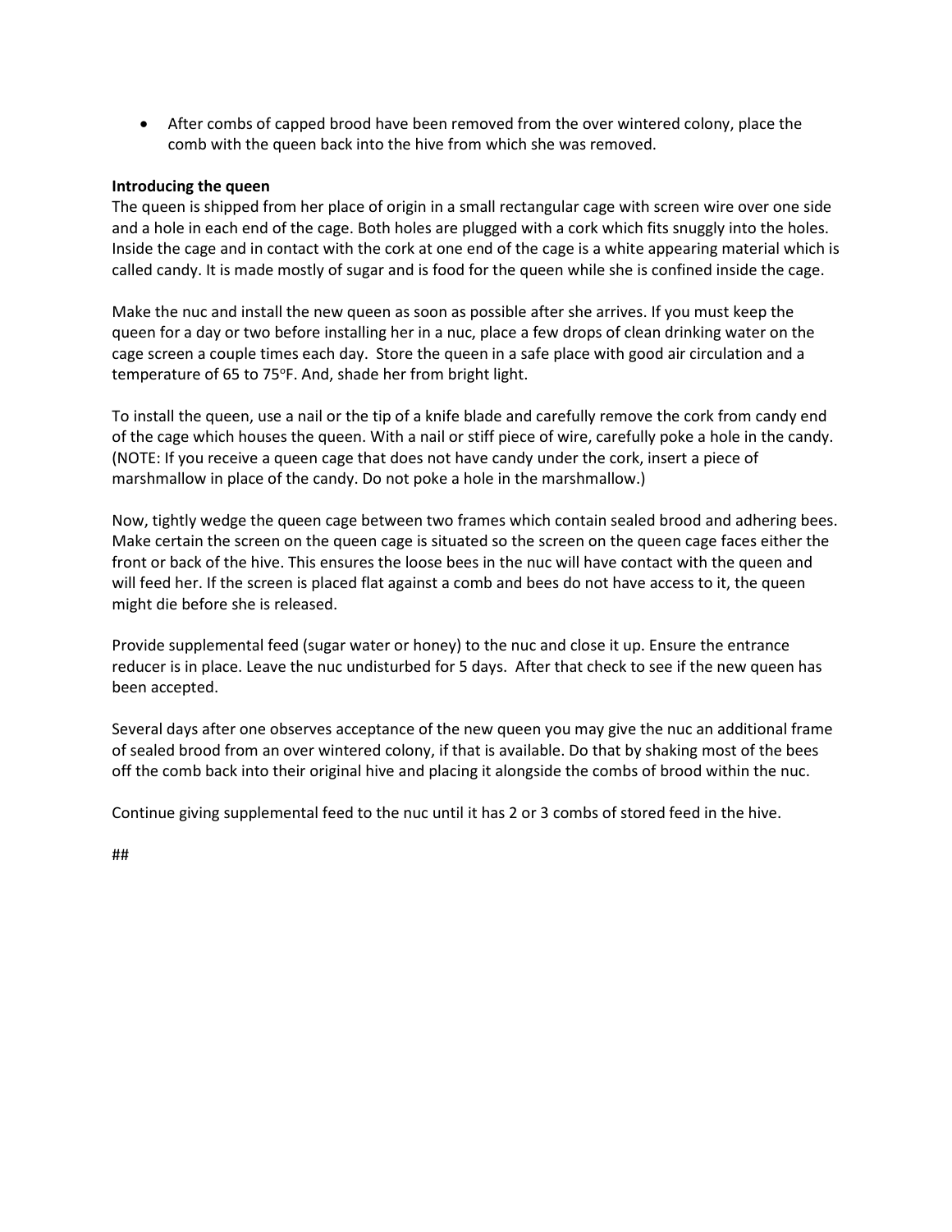- After combs of capped brood have been removed from the over wintered colony, place the comb with the queen back into the hive from which she was removed.

**Introducing the queen**

The queen is shipped from her place of origin in a small rectangular cage with screen wire over one side and a hole in each end of the cage. Both holes are plugged with a cork which fits snuggly into the holes. Inside the cage and in contact with the cork at one end of the cage is a white appearing material which is called candy. It is made mostly of sugar and is food for the queen while she is confined inside the cage.

Make the nuc and install the new queen as soon as possible after she arrives. If you must keep the queen for a day or two before installing her in a nuc, place a few drops of clean drinking water on the cage screen a couple times each day. Store the queen in a safe place with good air circulation and a temperature of 65 to 75°F. And, shade her from bright light.

To install the queen, use a nail or the tip of a knife blade and carefully remove the cork from candy end of the cage which houses the queen. With a nail or stiff piece of wire, carefully poke a hole in the candy. (NOTE: If you receive a queen cage that does not have candy under the cork, insert a piece of marshmallow in place of the candy. Do not poke a hole in the marshmallow.)

Now, tightly wedge the queen cage between two frames which contain sealed brood and adhering bees. Make certain the screen on the queen cage is situated so the screen on the queen cage faces either the front or back of the hive. This ensures the loose bees in the nuc will have contact with the queen and will feed her. If the screen is placed flat against a comb and bees do not have access to it, the queen might die before she is released.

Provide supplemental feed (sugar water or honey) to the nuc and close it up. Ensure the entrance reducer is in place. Leave the nuc undisturbed for 5 days. After that check to see if the new queen has been accepted.

Several days after one observes acceptance of the new queen you may give the nuc an additional frame of sealed brood from an over wintered colony, if that is available. Do that by shaking most of the bees off the comb back into their original hive and placing it alongside the combs of brood within the nuc.

Continue giving supplemental feed to the nuc until it has 2 or 3 combs of stored feed in the hive.

##